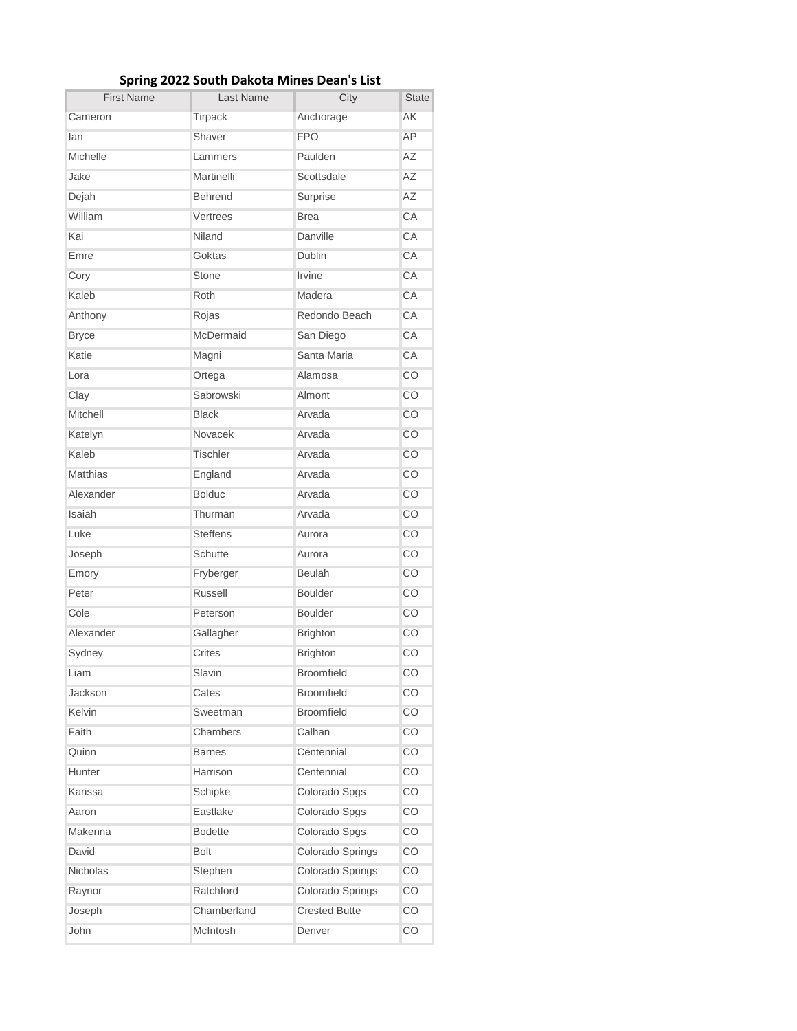# Spring 2022 South Dakota Mines Dean's List

| First Name | Last Name | City | State |
| --- | --- | --- | --- |
| Cameron | Tirpack | Anchorage | AK |
| Ian | Shaver | FPO | AP |
| Michelle | Lammers | Paulden | AZ |
| Jake | Martinelli | Scottsdale | AZ |
| Dejah | Behrend | Surprise | AZ |
| William | Vertrees | Brea | CA |
| Kai | Niland | Danville | CA |
| Emre | Goktas | Dublin | CA |
| Cory | Stone | Irvine | CA |
| Kaleb | Roth | Madera | CA |
| Anthony | Rojas | Redondo Beach | CA |
| Bryce | McDermaid | San Diego | CA |
| Katie | Magni | Santa Maria | CA |
| Lora | Ortega | Alamosa | CO |
| Clay | Sabrowski | Almont | CO |
| Mitchell | Black | Arvada | CO |
| Katelyn | Novacek | Arvada | CO |
| Kaleb | Tischler | Arvada | CO |
| Matthias | England | Arvada | CO |
| Alexander | Bolduc | Arvada | CO |
| Isaiah | Thurman | Arvada | CO |
| Luke | Steffens | Aurora | CO |
| Joseph | Schutte | Aurora | CO |
| Emory | Fryberger | Beulah | CO |
| Peter | Russell | Boulder | CO |
| Cole | Peterson | Boulder | CO |
| Alexander | Gallagher | Brighton | CO |
| Sydney | Crites | Brighton | CO |
| Liam | Slavin | Broomfield | CO |
| Jackson | Cates | Broomfield | CO |
| Kelvin | Sweetman | Broomfield | CO |
| Faith | Chambers | Calhan | CO |
| Quinn | Barnes | Centennial | CO |
| Hunter | Harrison | Centennial | CO |
| Karissa | Schipke | Colorado Spgs | CO |
| Aaron | Eastlake | Colorado Spgs | CO |
| Makenna | Bodette | Colorado Spgs | CO |
| David | Bolt | Colorado Springs | CO |
| Nicholas | Stephen | Colorado Springs | CO |
| Raynor | Ratchford | Colorado Springs | CO |
| Joseph | Chamberland | Crested Butte | CO |
| John | McIntosh | Denver | CO |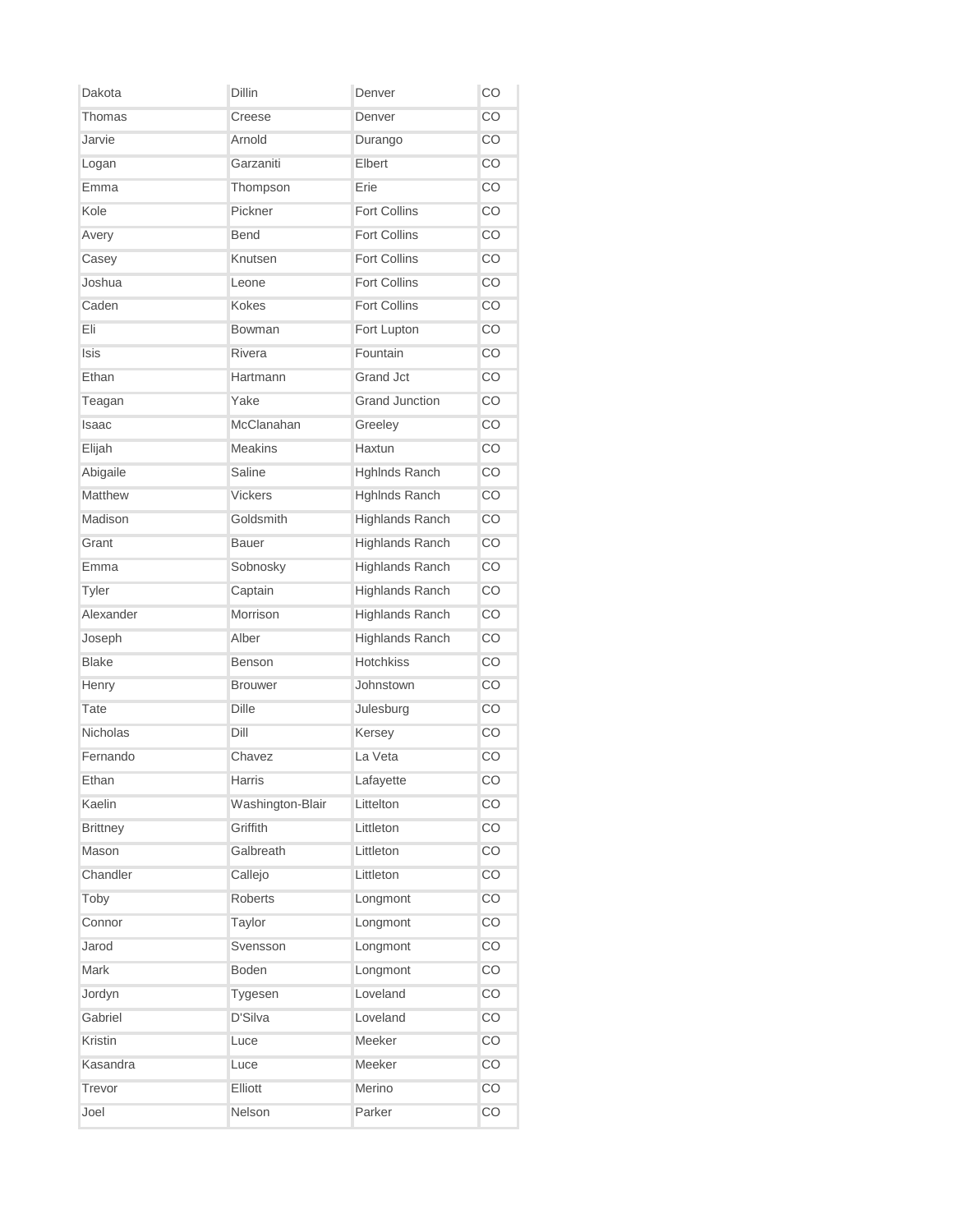| | | | |
|---|---|---|---|
| Dakota | Dillin | Denver | CO |
| Thomas | Creese | Denver | CO |
| Jarvie | Arnold | Durango | CO |
| Logan | Garzaniti | Elbert | CO |
| Emma | Thompson | Erie | CO |
| Kole | Pickner | Fort Collins | CO |
| Avery | Bend | Fort Collins | CO |
| Casey | Knutsen | Fort Collins | CO |
| Joshua | Leone | Fort Collins | CO |
| Caden | Kokes | Fort Collins | CO |
| Eli | Bowman | Fort Lupton | CO |
| Isis | Rivera | Fountain | CO |
| Ethan | Hartmann | Grand Jct | CO |
| Teagan | Yake | Grand Junction | CO |
| Isaac | McClanahan | Greeley | CO |
| Elijah | Meakins | Haxtun | CO |
| Abigaile | Saline | Hghlnds Ranch | CO |
| Matthew | Vickers | Hghlnds Ranch | CO |
| Madison | Goldsmith | Highlands Ranch | CO |
| Grant | Bauer | Highlands Ranch | CO |
| Emma | Sobnosky | Highlands Ranch | CO |
| Tyler | Captain | Highlands Ranch | CO |
| Alexander | Morrison | Highlands Ranch | CO |
| Joseph | Alber | Highlands Ranch | CO |
| Blake | Benson | Hotchkiss | CO |
| Henry | Brouwer | Johnstown | CO |
| Tate | Dille | Julesburg | CO |
| Nicholas | Dill | Kersey | CO |
| Fernando | Chavez | La Veta | CO |
| Ethan | Harris | Lafayette | CO |
| Kaelin | Washington-Blair | Littelton | CO |
| Brittney | Griffith | Littleton | CO |
| Mason | Galbreath | Littleton | CO |
| Chandler | Callejo | Littleton | CO |
| Toby | Roberts | Longmont | CO |
| Connor | Taylor | Longmont | CO |
| Jarod | Svensson | Longmont | CO |
| Mark | Boden | Longmont | CO |
| Jordyn | Tygesen | Loveland | CO |
| Gabriel | D'Silva | Loveland | CO |
| Kristin | Luce | Meeker | CO |
| Kasandra | Luce | Meeker | CO |
| Trevor | Elliott | Merino | CO |
| Joel | Nelson | Parker | CO |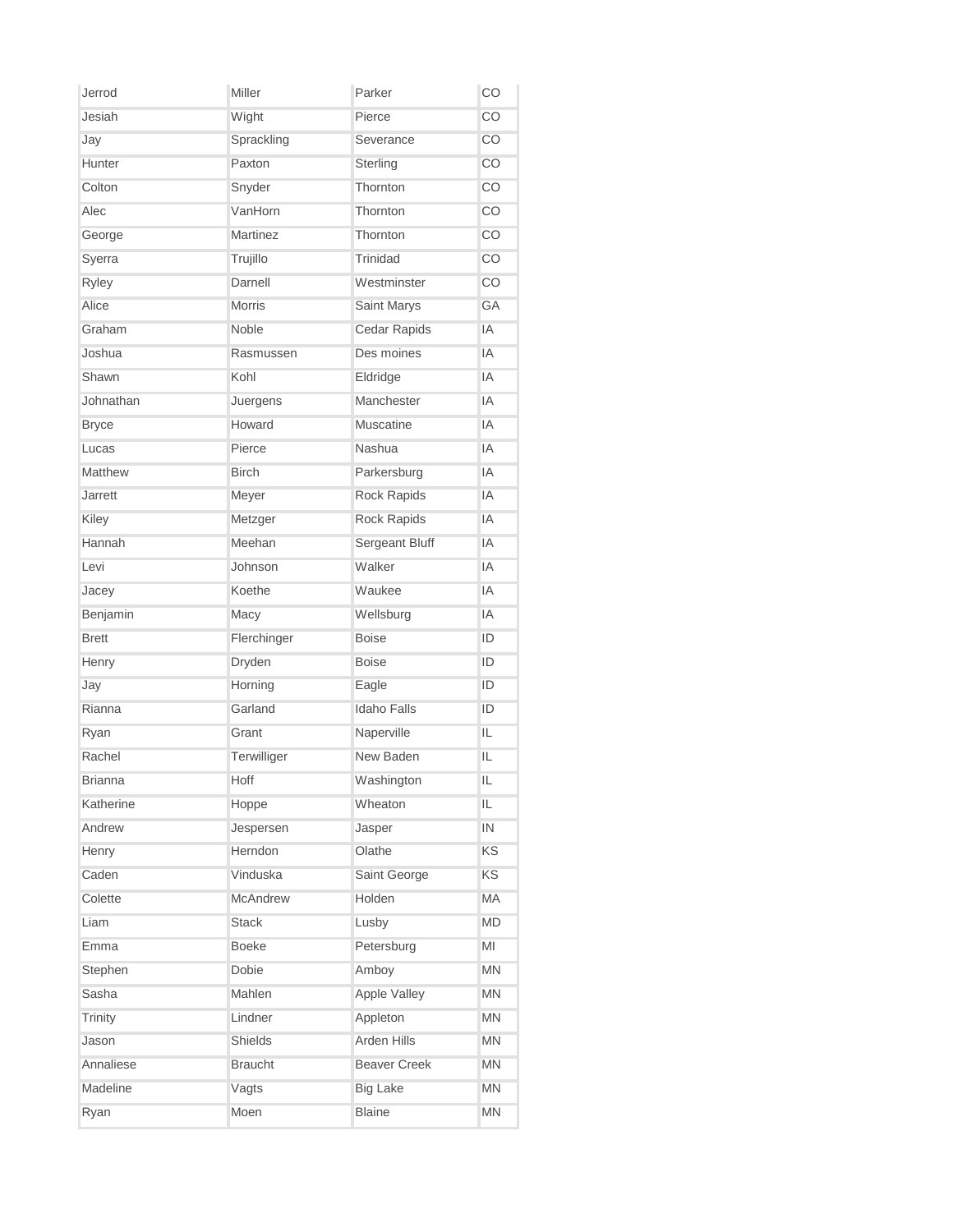| | | | |
|---|---|---|---|
| Jerrod | Miller | Parker | CO |
| Jesiah | Wight | Pierce | CO |
| Jay | Sprackling | Severance | CO |
| Hunter | Paxton | Sterling | CO |
| Colton | Snyder | Thornton | CO |
| Alec | VanHorn | Thornton | CO |
| George | Martinez | Thornton | CO |
| Syerra | Trujillo | Trinidad | CO |
| Ryley | Darnell | Westminster | CO |
| Alice | Morris | Saint Marys | GA |
| Graham | Noble | Cedar Rapids | IA |
| Joshua | Rasmussen | Des moines | IA |
| Shawn | Kohl | Eldridge | IA |
| Johnathan | Juergens | Manchester | IA |
| Bryce | Howard | Muscatine | IA |
| Lucas | Pierce | Nashua | IA |
| Matthew | Birch | Parkersburg | IA |
| Jarrett | Meyer | Rock Rapids | IA |
| Kiley | Metzger | Rock Rapids | IA |
| Hannah | Meehan | Sergeant Bluff | IA |
| Levi | Johnson | Walker | IA |
| Jacey | Koethe | Waukee | IA |
| Benjamin | Macy | Wellsburg | IA |
| Brett | Flerchinger | Boise | ID |
| Henry | Dryden | Boise | ID |
| Jay | Horning | Eagle | ID |
| Rianna | Garland | Idaho Falls | ID |
| Ryan | Grant | Naperville | IL |
| Rachel | Terwilliger | New Baden | IL |
| Brianna | Hoff | Washington | IL |
| Katherine | Hoppe | Wheaton | IL |
| Andrew | Jespersen | Jasper | IN |
| Henry | Herndon | Olathe | KS |
| Caden | Vinduska | Saint George | KS |
| Colette | McAndrew | Holden | MA |
| Liam | Stack | Lusby | MD |
| Emma | Boeke | Petersburg | MI |
| Stephen | Dobie | Amboy | MN |
| Sasha | Mahlen | Apple Valley | MN |
| Trinity | Lindner | Appleton | MN |
| Jason | Shields | Arden Hills | MN |
| Annaliese | Braucht | Beaver Creek | MN |
| Madeline | Vagts | Big Lake | MN |
| Ryan | Moen | Blaine | MN |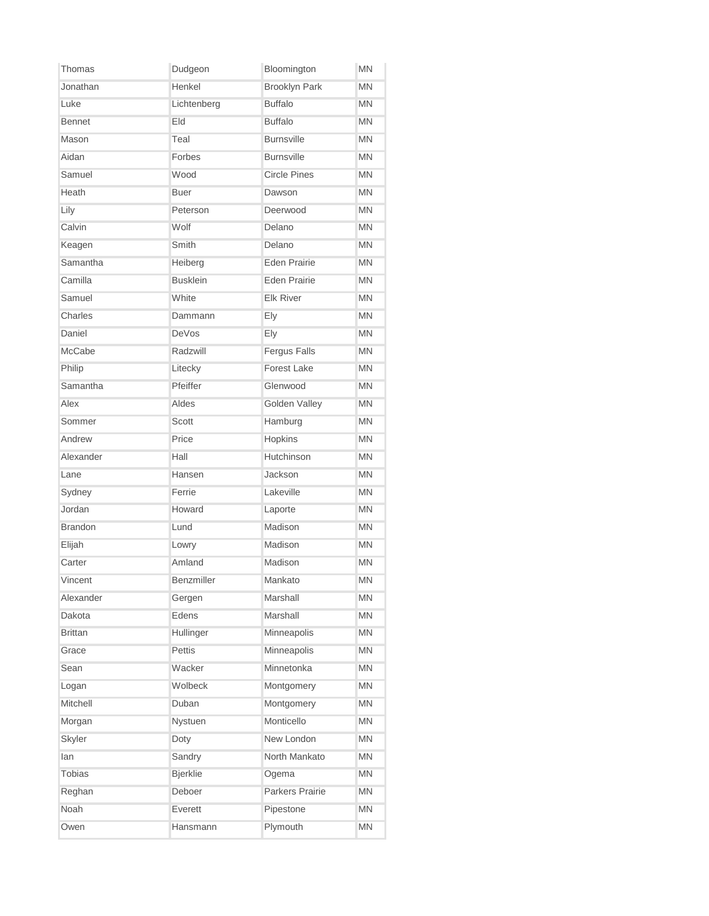| Thomas | Dudgeon | Bloomington | MN |
|---|---|---|---|
| Jonathan | Henkel | Brooklyn Park | MN |
| Luke | Lichtenberg | Buffalo | MN |
| Bennet | Eld | Buffalo | MN |
| Mason | Teal | Burnsville | MN |
| Aidan | Forbes | Burnsville | MN |
| Samuel | Wood | Circle Pines | MN |
| Heath | Buer | Dawson | MN |
| Lily | Peterson | Deerwood | MN |
| Calvin | Wolf | Delano | MN |
| Keagen | Smith | Delano | MN |
| Samantha | Heiberg | Eden Prairie | MN |
| Camilla | Busklein | Eden Prairie | MN |
| Samuel | White | Elk River | MN |
| Charles | Dammann | Ely | MN |
| Daniel | DeVos | Ely | MN |
| McCabe | Radzwill | Fergus Falls | MN |
| Philip | Litecky | Forest Lake | MN |
| Samantha | Pfeiffer | Glenwood | MN |
| Alex | Aldes | Golden Valley | MN |
| Sommer | Scott | Hamburg | MN |
| Andrew | Price | Hopkins | MN |
| Alexander | Hall | Hutchinson | MN |
| Lane | Hansen | Jackson | MN |
| Sydney | Ferrie | Lakeville | MN |
| Jordan | Howard | Laporte | MN |
| Brandon | Lund | Madison | MN |
| Elijah | Lowry | Madison | MN |
| Carter | Amland | Madison | MN |
| Vincent | Benzmiller | Mankato | MN |
| Alexander | Gergen | Marshall | MN |
| Dakota | Edens | Marshall | MN |
| Brittan | Hullinger | Minneapolis | MN |
| Grace | Pettis | Minneapolis | MN |
| Sean | Wacker | Minnetonka | MN |
| Logan | Wolbeck | Montgomery | MN |
| Mitchell | Duban | Montgomery | MN |
| Morgan | Nystuen | Monticello | MN |
| Skyler | Doty | New London | MN |
| Ian | Sandry | North Mankato | MN |
| Tobias | Bjerklie | Ogema | MN |
| Reghan | Deboer | Parkers Prairie | MN |
| Noah | Everett | Pipestone | MN |
| Owen | Hansmann | Plymouth | MN |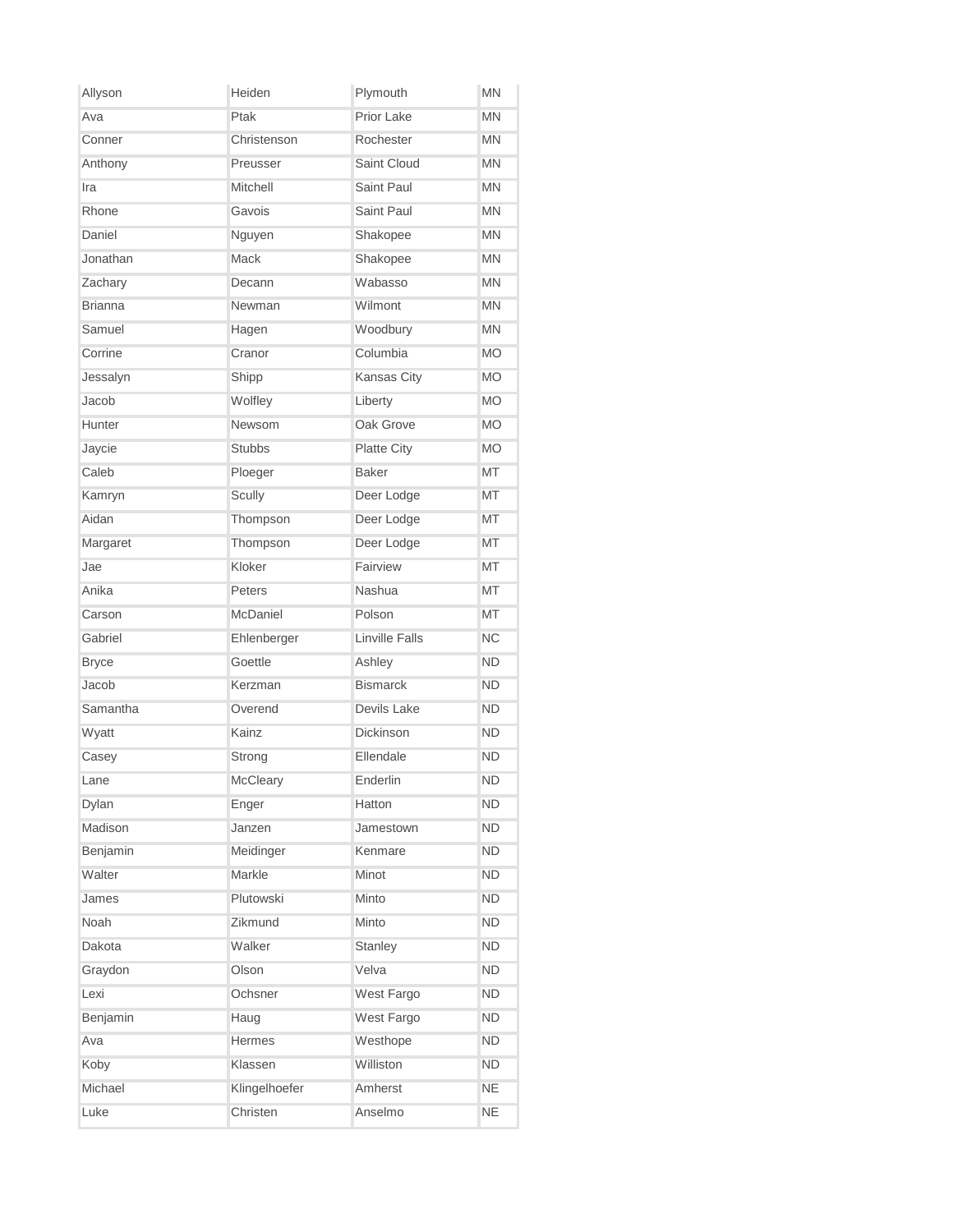| | | | |
|---|---|---|---|
| Allyson | Heiden | Plymouth | MN |
| Ava | Ptak | Prior Lake | MN |
| Conner | Christenson | Rochester | MN |
| Anthony | Preusser | Saint Cloud | MN |
| Ira | Mitchell | Saint Paul | MN |
| Rhone | Gavois | Saint Paul | MN |
| Daniel | Nguyen | Shakopee | MN |
| Jonathan | Mack | Shakopee | MN |
| Zachary | Decann | Wabasso | MN |
| Brianna | Newman | Wilmont | MN |
| Samuel | Hagen | Woodbury | MN |
| Corrine | Cranor | Columbia | MO |
| Jessalyn | Shipp | Kansas City | MO |
| Jacob | Wolfley | Liberty | MO |
| Hunter | Newsom | Oak Grove | MO |
| Jaycie | Stubbs | Platte City | MO |
| Caleb | Ploeger | Baker | MT |
| Kamryn | Scully | Deer Lodge | MT |
| Aidan | Thompson | Deer Lodge | MT |
| Margaret | Thompson | Deer Lodge | MT |
| Jae | Kloker | Fairview | MT |
| Anika | Peters | Nashua | MT |
| Carson | McDaniel | Polson | MT |
| Gabriel | Ehlenberger | Linville Falls | NC |
| Bryce | Goettle | Ashley | ND |
| Jacob | Kerzman | Bismarck | ND |
| Samantha | Overend | Devils Lake | ND |
| Wyatt | Kainz | Dickinson | ND |
| Casey | Strong | Ellendale | ND |
| Lane | McCleary | Enderlin | ND |
| Dylan | Enger | Hatton | ND |
| Madison | Janzen | Jamestown | ND |
| Benjamin | Meidinger | Kenmare | ND |
| Walter | Markle | Minot | ND |
| James | Plutowski | Minto | ND |
| Noah | Zikmund | Minto | ND |
| Dakota | Walker | Stanley | ND |
| Graydon | Olson | Velva | ND |
| Lexi | Ochsner | West Fargo | ND |
| Benjamin | Haug | West Fargo | ND |
| Ava | Hermes | Westhope | ND |
| Koby | Klassen | Williston | ND |
| Michael | Klingelhoefer | Amherst | NE |
| Luke | Christen | Anselmo | NE |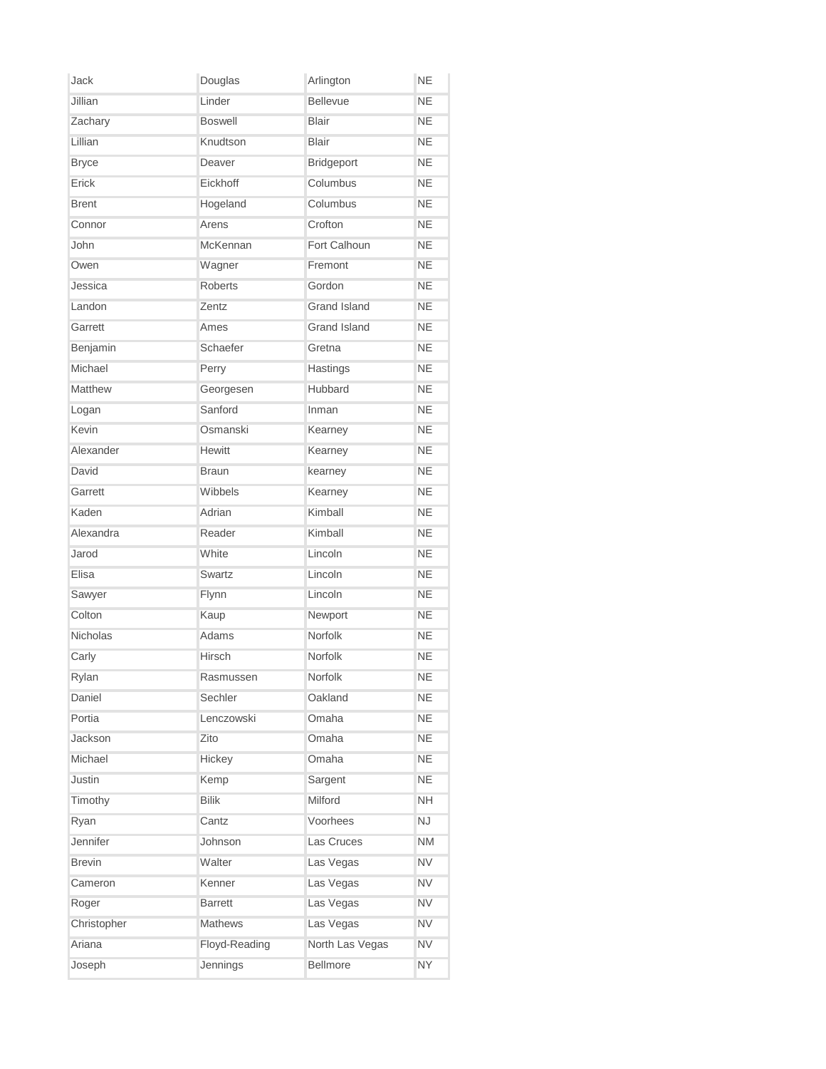| Jack | Douglas | Arlington | NE |
|---|---|---|---|
| Jillian | Linder | Bellevue | NE |
| Zachary | Boswell | Blair | NE |
| Lillian | Knudtson | Blair | NE |
| Bryce | Deaver | Bridgeport | NE |
| Erick | Eickhoff | Columbus | NE |
| Brent | Hogeland | Columbus | NE |
| Connor | Arens | Crofton | NE |
| John | McKennan | Fort Calhoun | NE |
| Owen | Wagner | Fremont | NE |
| Jessica | Roberts | Gordon | NE |
| Landon | Zentz | Grand Island | NE |
| Garrett | Ames | Grand Island | NE |
| Benjamin | Schaefer | Gretna | NE |
| Michael | Perry | Hastings | NE |
| Matthew | Georgesen | Hubbard | NE |
| Logan | Sanford | Inman | NE |
| Kevin | Osmanski | Kearney | NE |
| Alexander | Hewitt | Kearney | NE |
| David | Braun | kearney | NE |
| Garrett | Wibbels | Kearney | NE |
| Kaden | Adrian | Kimball | NE |
| Alexandra | Reader | Kimball | NE |
| Jarod | White | Lincoln | NE |
| Elisa | Swartz | Lincoln | NE |
| Sawyer | Flynn | Lincoln | NE |
| Colton | Kaup | Newport | NE |
| Nicholas | Adams | Norfolk | NE |
| Carly | Hirsch | Norfolk | NE |
| Rylan | Rasmussen | Norfolk | NE |
| Daniel | Sechler | Oakland | NE |
| Portia | Lenczowski | Omaha | NE |
| Jackson | Zito | Omaha | NE |
| Michael | Hickey | Omaha | NE |
| Justin | Kemp | Sargent | NE |
| Timothy | Bilik | Milford | NH |
| Ryan | Cantz | Voorhees | NJ |
| Jennifer | Johnson | Las Cruces | NM |
| Brevin | Walter | Las Vegas | NV |
| Cameron | Kenner | Las Vegas | NV |
| Roger | Barrett | Las Vegas | NV |
| Christopher | Mathews | Las Vegas | NV |
| Ariana | Floyd-Reading | North Las Vegas | NV |
| Joseph | Jennings | Bellmore | NY |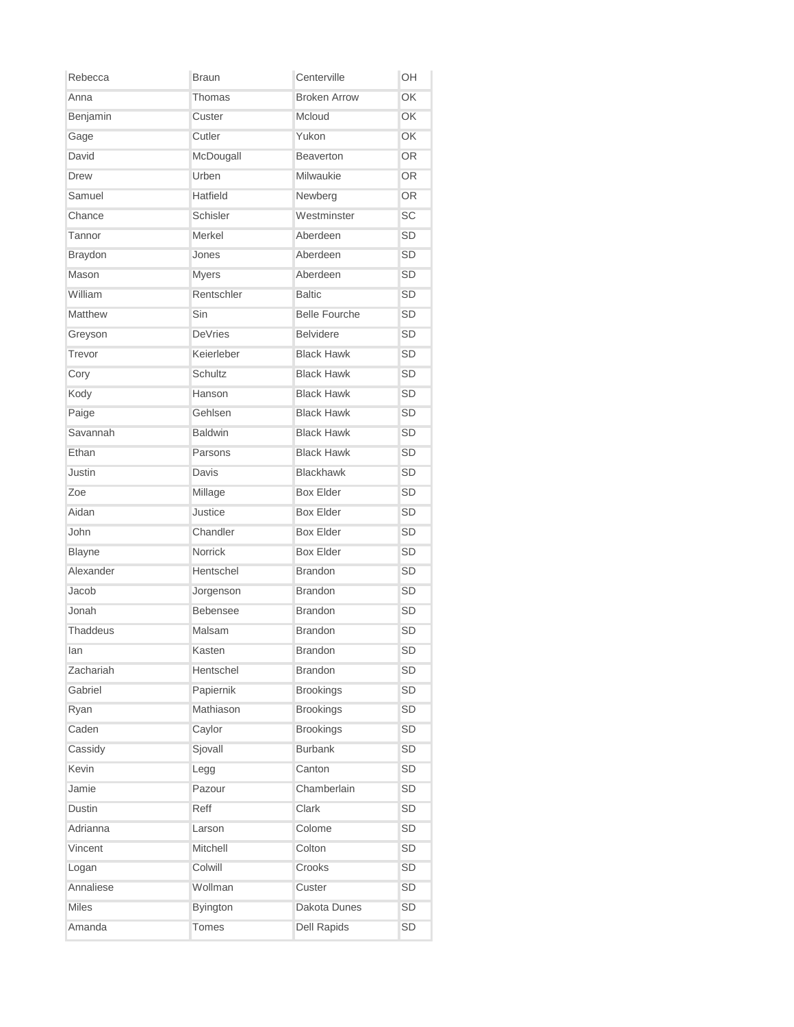| Rebecca | Braun | Centerville | OH |
|---|---|---|---|
| Anna | Thomas | Broken Arrow | OK |
| Benjamin | Custer | Mcloud | OK |
| Gage | Cutler | Yukon | OK |
| David | McDougall | Beaverton | OR |
| Drew | Urben | Milwaukie | OR |
| Samuel | Hatfield | Newberg | OR |
| Chance | Schisler | Westminster | SC |
| Tannor | Merkel | Aberdeen | SD |
| Braydon | Jones | Aberdeen | SD |
| Mason | Myers | Aberdeen | SD |
| William | Rentschler | Baltic | SD |
| Matthew | Sin | Belle Fourche | SD |
| Greyson | DeVries | Belvidere | SD |
| Trevor | Keierleber | Black Hawk | SD |
| Cory | Schultz | Black Hawk | SD |
| Kody | Hanson | Black Hawk | SD |
| Paige | Gehlsen | Black Hawk | SD |
| Savannah | Baldwin | Black Hawk | SD |
| Ethan | Parsons | Black Hawk | SD |
| Justin | Davis | Blackhawk | SD |
| Zoe | Millage | Box Elder | SD |
| Aidan | Justice | Box Elder | SD |
| John | Chandler | Box Elder | SD |
| Blayne | Norrick | Box Elder | SD |
| Alexander | Hentschel | Brandon | SD |
| Jacob | Jorgenson | Brandon | SD |
| Jonah | Bebensee | Brandon | SD |
| Thaddeus | Malsam | Brandon | SD |
| Ian | Kasten | Brandon | SD |
| Zachariah | Hentschel | Brandon | SD |
| Gabriel | Papiernik | Brookings | SD |
| Ryan | Mathiason | Brookings | SD |
| Caden | Caylor | Brookings | SD |
| Cassidy | Sjovall | Burbank | SD |
| Kevin | Legg | Canton | SD |
| Jamie | Pazour | Chamberlain | SD |
| Dustin | Reff | Clark | SD |
| Adrianna | Larson | Colome | SD |
| Vincent | Mitchell | Colton | SD |
| Logan | Colwill | Crooks | SD |
| Annaliese | Wollman | Custer | SD |
| Miles | Byington | Dakota Dunes | SD |
| Amanda | Tomes | Dell Rapids | SD |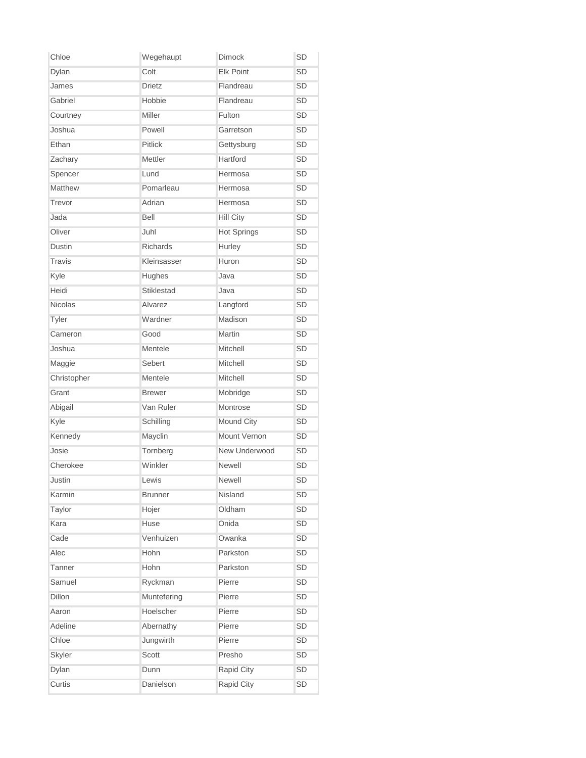| | | | |
|---|---|---|---|
| Chloe | Wegehaupt | Dimock | SD |
| Dylan | Colt | Elk Point | SD |
| James | Drietz | Flandreau | SD |
| Gabriel | Hobbie | Flandreau | SD |
| Courtney | Miller | Fulton | SD |
| Joshua | Powell | Garretson | SD |
| Ethan | Pitlick | Gettysburg | SD |
| Zachary | Mettler | Hartford | SD |
| Spencer | Lund | Hermosa | SD |
| Matthew | Pomarleau | Hermosa | SD |
| Trevor | Adrian | Hermosa | SD |
| Jada | Bell | Hill City | SD |
| Oliver | Juhl | Hot Springs | SD |
| Dustin | Richards | Hurley | SD |
| Travis | Kleinsasser | Huron | SD |
| Kyle | Hughes | Java | SD |
| Heidi | Stiklestad | Java | SD |
| Nicolas | Alvarez | Langford | SD |
| Tyler | Wardner | Madison | SD |
| Cameron | Good | Martin | SD |
| Joshua | Mentele | Mitchell | SD |
| Maggie | Sebert | Mitchell | SD |
| Christopher | Mentele | Mitchell | SD |
| Grant | Brewer | Mobridge | SD |
| Abigail | Van Ruler | Montrose | SD |
| Kyle | Schilling | Mound City | SD |
| Kennedy | Mayclin | Mount Vernon | SD |
| Josie | Tornberg | New Underwood | SD |
| Cherokee | Winkler | Newell | SD |
| Justin | Lewis | Newell | SD |
| Karmin | Brunner | Nisland | SD |
| Taylor | Hojer | Oldham | SD |
| Kara | Huse | Onida | SD |
| Cade | Venhuizen | Owanka | SD |
| Alec | Hohn | Parkston | SD |
| Tanner | Hohn | Parkston | SD |
| Samuel | Ryckman | Pierre | SD |
| Dillon | Muntefering | Pierre | SD |
| Aaron | Hoelscher | Pierre | SD |
| Adeline | Abernathy | Pierre | SD |
| Chloe | Jungwirth | Pierre | SD |
| Skyler | Scott | Presho | SD |
| Dylan | Dunn | Rapid City | SD |
| Curtis | Danielson | Rapid City | SD |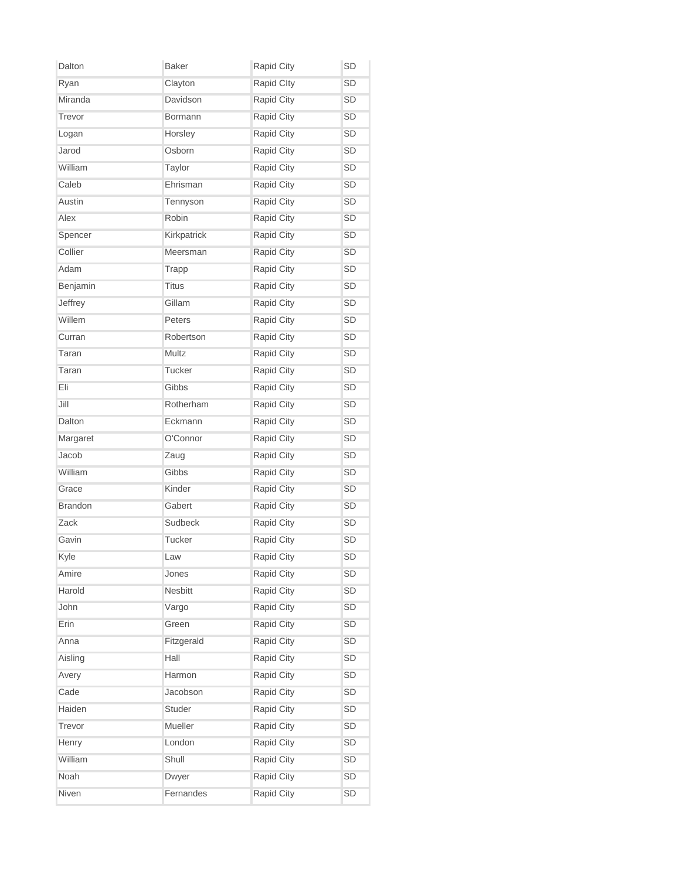| | | | |
|---|---|---|---|
| Dalton | Baker | Rapid City | SD |
| Ryan | Clayton | Rapid CIty | SD |
| Miranda | Davidson | Rapid City | SD |
| Trevor | Bormann | Rapid City | SD |
| Logan | Horsley | Rapid City | SD |
| Jarod | Osborn | Rapid City | SD |
| William | Taylor | Rapid City | SD |
| Caleb | Ehrisman | Rapid City | SD |
| Austin | Tennyson | Rapid City | SD |
| Alex | Robin | Rapid City | SD |
| Spencer | Kirkpatrick | Rapid City | SD |
| Collier | Meersman | Rapid City | SD |
| Adam | Trapp | Rapid City | SD |
| Benjamin | Titus | Rapid City | SD |
| Jeffrey | Gillam | Rapid City | SD |
| Willem | Peters | Rapid City | SD |
| Curran | Robertson | Rapid City | SD |
| Taran | Multz | Rapid City | SD |
| Taran | Tucker | Rapid City | SD |
| Eli | Gibbs | Rapid City | SD |
| Jill | Rotherham | Rapid City | SD |
| Dalton | Eckmann | Rapid City | SD |
| Margaret | O'Connor | Rapid City | SD |
| Jacob | Zaug | Rapid City | SD |
| William | Gibbs | Rapid City | SD |
| Grace | Kinder | Rapid City | SD |
| Brandon | Gabert | Rapid City | SD |
| Zack | Sudbeck | Rapid City | SD |
| Gavin | Tucker | Rapid City | SD |
| Kyle | Law | Rapid City | SD |
| Amire | Jones | Rapid City | SD |
| Harold | Nesbitt | Rapid City | SD |
| John | Vargo | Rapid City | SD |
| Erin | Green | Rapid City | SD |
| Anna | Fitzgerald | Rapid City | SD |
| Aisling | Hall | Rapid City | SD |
| Avery | Harmon | Rapid City | SD |
| Cade | Jacobson | Rapid City | SD |
| Haiden | Studer | Rapid City | SD |
| Trevor | Mueller | Rapid City | SD |
| Henry | London | Rapid City | SD |
| William | Shull | Rapid City | SD |
| Noah | Dwyer | Rapid City | SD |
| Niven | Fernandes | Rapid City | SD |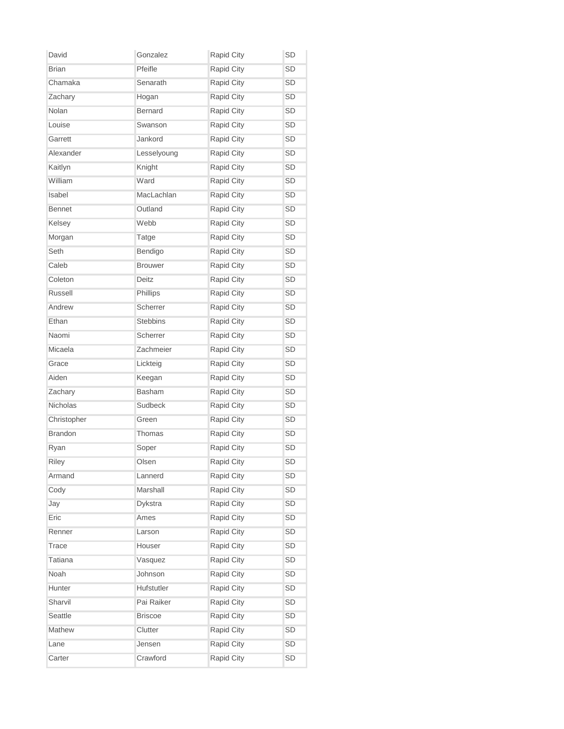| David | Gonzalez | Rapid City | SD |
|---|---|---|---|
| Brian | Pfeifle | Rapid City | SD |
| Chamaka | Senarath | Rapid City | SD |
| Zachary | Hogan | Rapid City | SD |
| Nolan | Bernard | Rapid City | SD |
| Louise | Swanson | Rapid City | SD |
| Garrett | Jankord | Rapid City | SD |
| Alexander | Lesselyoung | Rapid City | SD |
| Kaitlyn | Knight | Rapid City | SD |
| William | Ward | Rapid City | SD |
| Isabel | MacLachlan | Rapid City | SD |
| Bennet | Outland | Rapid City | SD |
| Kelsey | Webb | Rapid City | SD |
| Morgan | Tatge | Rapid City | SD |
| Seth | Bendigo | Rapid City | SD |
| Caleb | Brouwer | Rapid City | SD |
| Coleton | Deitz | Rapid City | SD |
| Russell | Phillips | Rapid City | SD |
| Andrew | Scherrer | Rapid City | SD |
| Ethan | Stebbins | Rapid City | SD |
| Naomi | Scherrer | Rapid City | SD |
| Micaela | Zachmeier | Rapid City | SD |
| Grace | Lickteig | Rapid City | SD |
| Aiden | Keegan | Rapid City | SD |
| Zachary | Basham | Rapid City | SD |
| Nicholas | Sudbeck | Rapid City | SD |
| Christopher | Green | Rapid City | SD |
| Brandon | Thomas | Rapid City | SD |
| Ryan | Soper | Rapid City | SD |
| Riley | Olsen | Rapid City | SD |
| Armand | Lannerd | Rapid City | SD |
| Cody | Marshall | Rapid City | SD |
| Jay | Dykstra | Rapid City | SD |
| Eric | Ames | Rapid City | SD |
| Renner | Larson | Rapid City | SD |
| Trace | Houser | Rapid City | SD |
| Tatiana | Vasquez | Rapid City | SD |
| Noah | Johnson | Rapid City | SD |
| Hunter | Hufstutler | Rapid City | SD |
| Sharvil | Pai Raiker | Rapid City | SD |
| Seattle | Briscoe | Rapid City | SD |
| Mathew | Clutter | Rapid City | SD |
| Lane | Jensen | Rapid City | SD |
| Carter | Crawford | Rapid City | SD |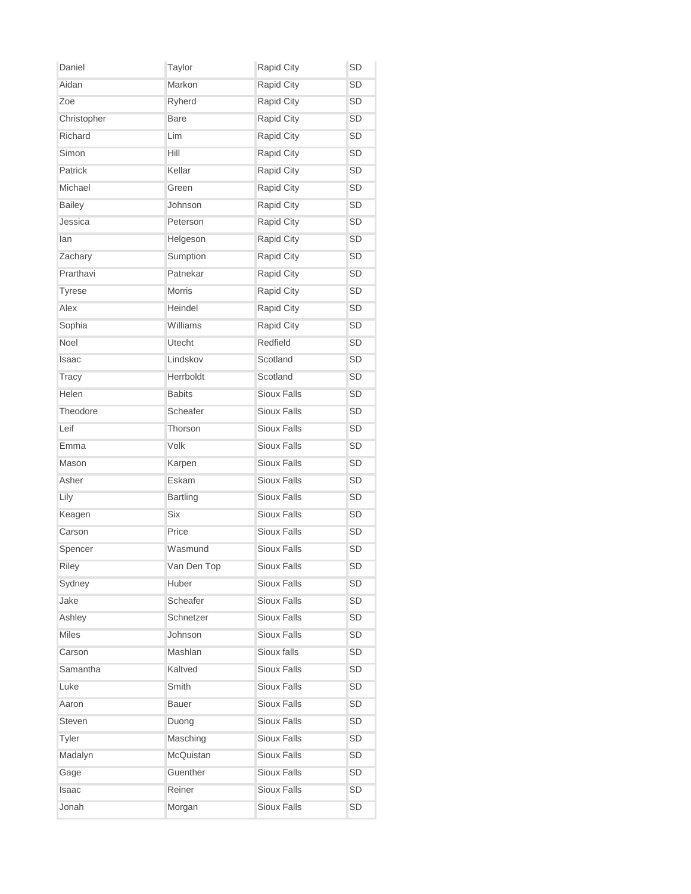| | | | |
|---|---|---|---|
| Daniel | Taylor | Rapid City | SD |
| Aidan | Markon | Rapid City | SD |
| Zoe | Ryherd | Rapid City | SD |
| Christopher | Bare | Rapid City | SD |
| Richard | Lim | Rapid City | SD |
| Simon | Hill | Rapid City | SD |
| Patrick | Kellar | Rapid City | SD |
| Michael | Green | Rapid City | SD |
| Bailey | Johnson | Rapid City | SD |
| Jessica | Peterson | Rapid City | SD |
| Ian | Helgeson | Rapid City | SD |
| Zachary | Sumption | Rapid City | SD |
| Prarthavi | Patnekar | Rapid City | SD |
| Tyrese | Morris | Rapid City | SD |
| Alex | Heindel | Rapid City | SD |
| Sophia | Williams | Rapid City | SD |
| Noel | Utecht | Redfield | SD |
| Isaac | Lindskov | Scotland | SD |
| Tracy | Herrboldt | Scotland | SD |
| Helen | Babits | Sioux Falls | SD |
| Theodore | Scheafer | Sioux Falls | SD |
| Leif | Thorson | Sioux Falls | SD |
| Emma | Volk | Sioux Falls | SD |
| Mason | Karpen | Sioux Falls | SD |
| Asher | Eskam | Sioux Falls | SD |
| Lily | Bartling | Sioux Falls | SD |
| Keagen | Six | Sioux Falls | SD |
| Carson | Price | Sioux Falls | SD |
| Spencer | Wasmund | Sioux Falls | SD |
| Riley | Van Den Top | Sioux Falls | SD |
| Sydney | Huber | Sioux Falls | SD |
| Jake | Scheafer | Sioux Falls | SD |
| Ashley | Schnetzer | Sioux Falls | SD |
| Miles | Johnson | Sioux Falls | SD |
| Carson | Mashlan | Sioux falls | SD |
| Samantha | Kaltved | Sioux Falls | SD |
| Luke | Smith | Sioux Falls | SD |
| Aaron | Bauer | Sioux Falls | SD |
| Steven | Duong | Sioux Falls | SD |
| Tyler | Masching | Sioux Falls | SD |
| Madalyn | McQuistan | Sioux Falls | SD |
| Gage | Guenther | Sioux Falls | SD |
| Isaac | Reiner | Sioux Falls | SD |
| Jonah | Morgan | Sioux Falls | SD |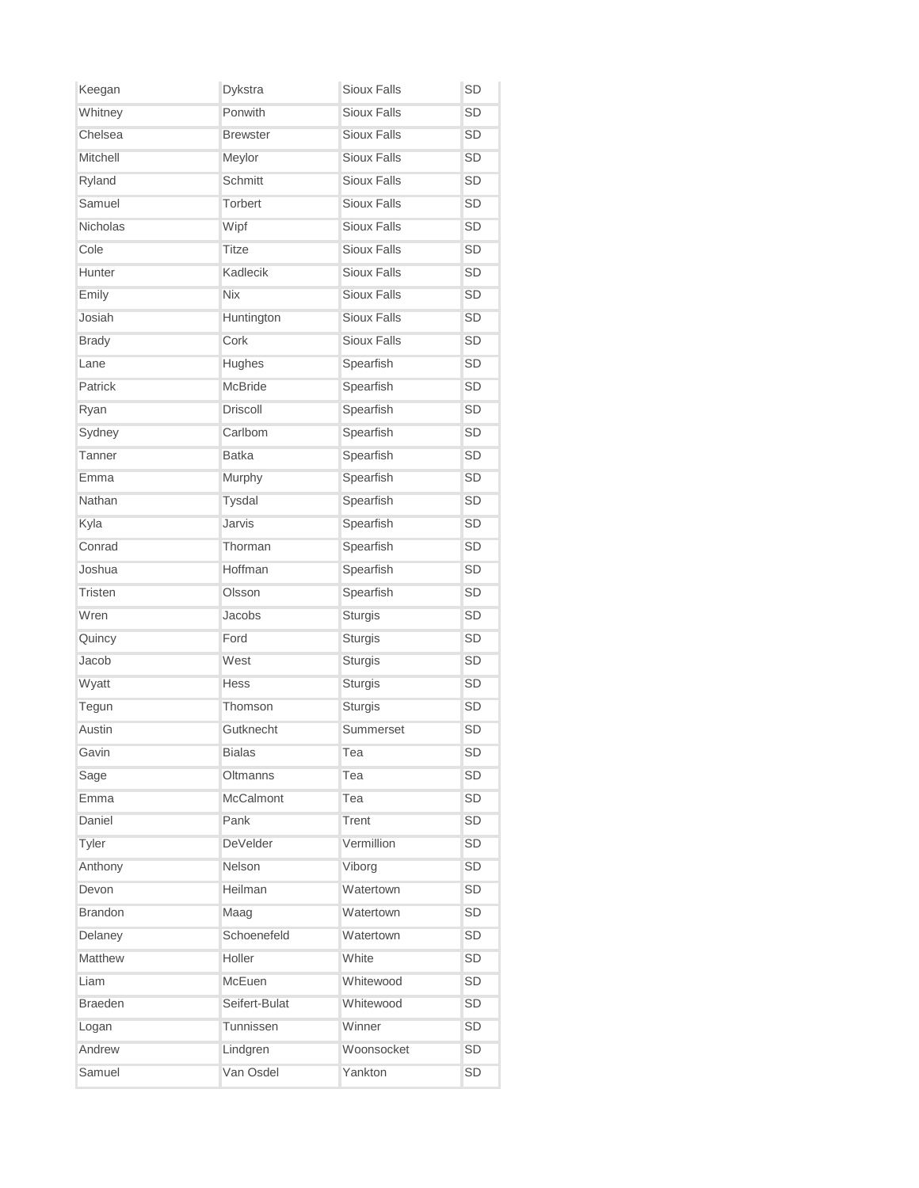| Keegan | Dykstra | Sioux Falls | SD |
|---|---|---|---|
| Whitney | Ponwith | Sioux Falls | SD |
| Chelsea | Brewster | Sioux Falls | SD |
| Mitchell | Meylor | Sioux Falls | SD |
| Ryland | Schmitt | Sioux Falls | SD |
| Samuel | Torbert | Sioux Falls | SD |
| Nicholas | Wipf | Sioux Falls | SD |
| Cole | Titze | Sioux Falls | SD |
| Hunter | Kadlecik | Sioux Falls | SD |
| Emily | Nix | Sioux Falls | SD |
| Josiah | Huntington | Sioux Falls | SD |
| Brady | Cork | Sioux Falls | SD |
| Lane | Hughes | Spearfish | SD |
| Patrick | McBride | Spearfish | SD |
| Ryan | Driscoll | Spearfish | SD |
| Sydney | Carlbom | Spearfish | SD |
| Tanner | Batka | Spearfish | SD |
| Emma | Murphy | Spearfish | SD |
| Nathan | Tysdal | Spearfish | SD |
| Kyla | Jarvis | Spearfish | SD |
| Conrad | Thorman | Spearfish | SD |
| Joshua | Hoffman | Spearfish | SD |
| Tristen | Olsson | Spearfish | SD |
| Wren | Jacobs | Sturgis | SD |
| Quincy | Ford | Sturgis | SD |
| Jacob | West | Sturgis | SD |
| Wyatt | Hess | Sturgis | SD |
| Tegun | Thomson | Sturgis | SD |
| Austin | Gutknecht | Summerset | SD |
| Gavin | Bialas | Tea | SD |
| Sage | Oltmanns | Tea | SD |
| Emma | McCalmont | Tea | SD |
| Daniel | Pank | Trent | SD |
| Tyler | DeVelder | Vermillion | SD |
| Anthony | Nelson | Viborg | SD |
| Devon | Heilman | Watertown | SD |
| Brandon | Maag | Watertown | SD |
| Delaney | Schoenefeld | Watertown | SD |
| Matthew | Holler | White | SD |
| Liam | McEuen | Whitewood | SD |
| Braeden | Seifert-Bulat | Whitewood | SD |
| Logan | Tunnissen | Winner | SD |
| Andrew | Lindgren | Woonsocket | SD |
| Samuel | Van Osdel | Yankton | SD |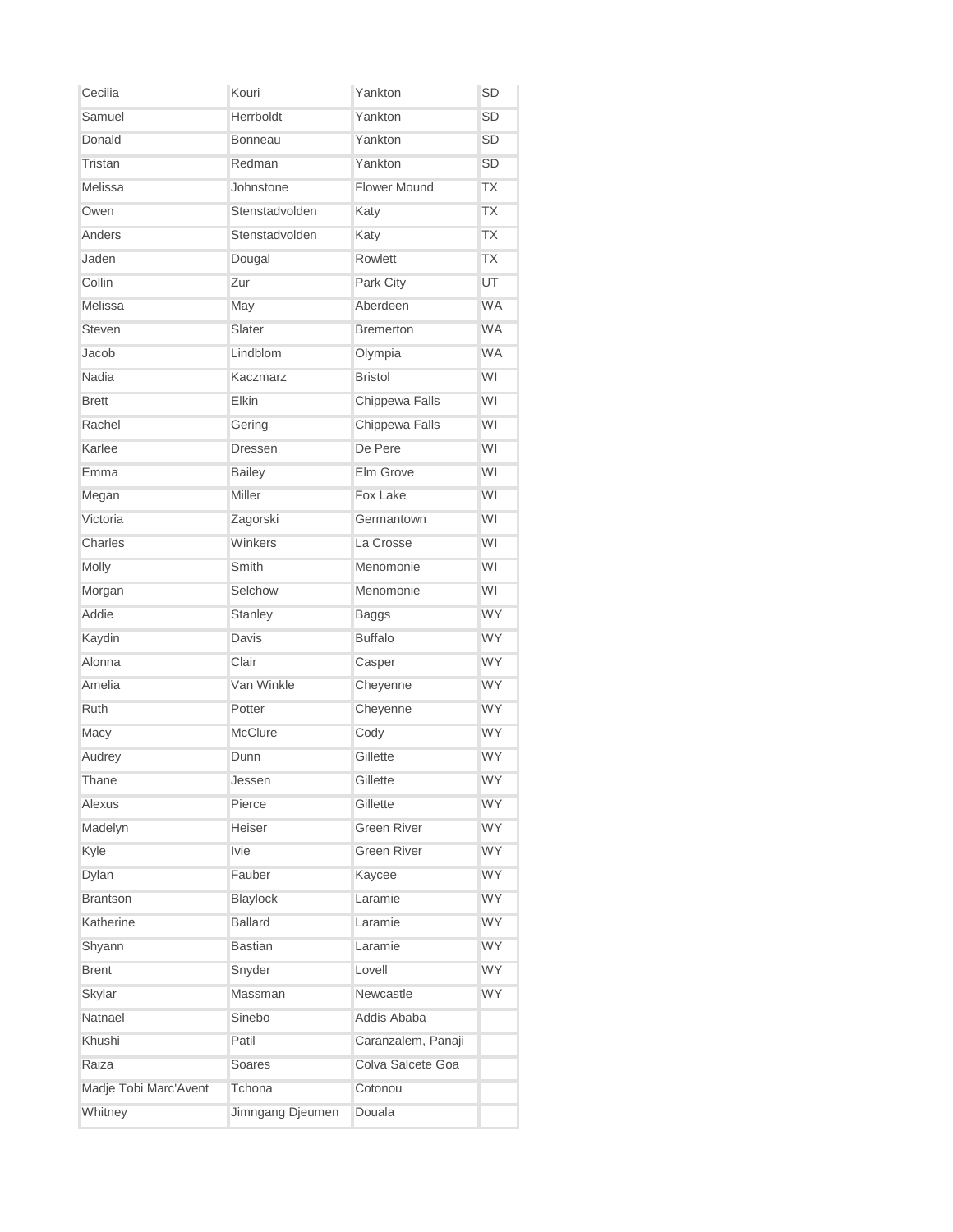| | | | |
|---|---|---|---|
| Cecilia | Kouri | Yankton | SD |
| Samuel | Herrboldt | Yankton | SD |
| Donald | Bonneau | Yankton | SD |
| Tristan | Redman | Yankton | SD |
| Melissa | Johnstone | Flower Mound | TX |
| Owen | Stenstadvolden | Katy | TX |
| Anders | Stenstadvolden | Katy | TX |
| Jaden | Dougal | Rowlett | TX |
| Collin | Zur | Park City | UT |
| Melissa | May | Aberdeen | WA |
| Steven | Slater | Bremerton | WA |
| Jacob | Lindblom | Olympia | WA |
| Nadia | Kaczmarz | Bristol | WI |
| Brett | Elkin | Chippewa Falls | WI |
| Rachel | Gering | Chippewa Falls | WI |
| Karlee | Dressen | De Pere | WI |
| Emma | Bailey | Elm Grove | WI |
| Megan | Miller | Fox Lake | WI |
| Victoria | Zagorski | Germantown | WI |
| Charles | Winkers | La Crosse | WI |
| Molly | Smith | Menomonie | WI |
| Morgan | Selchow | Menomonie | WI |
| Addie | Stanley | Baggs | WY |
| Kaydin | Davis | Buffalo | WY |
| Alonna | Clair | Casper | WY |
| Amelia | Van Winkle | Cheyenne | WY |
| Ruth | Potter | Cheyenne | WY |
| Macy | McClure | Cody | WY |
| Audrey | Dunn | Gillette | WY |
| Thane | Jessen | Gillette | WY |
| Alexus | Pierce | Gillette | WY |
| Madelyn | Heiser | Green River | WY |
| Kyle | Ivie | Green River | WY |
| Dylan | Fauber | Kaycee | WY |
| Brantson | Blaylock | Laramie | WY |
| Katherine | Ballard | Laramie | WY |
| Shyann | Bastian | Laramie | WY |
| Brent | Snyder | Lovell | WY |
| Skylar | Massman | Newcastle | WY |
| Natnael | Sinebo | Addis Ababa | |
| Khushi | Patil | Caranzalem, Panaji | |
| Raiza | Soares | Colva Salcete Goa | |
| Madje Tobi Marc'Avent | Tchona | Cotonou | |
| Whitney | Jimngang Djeumen | Douala | |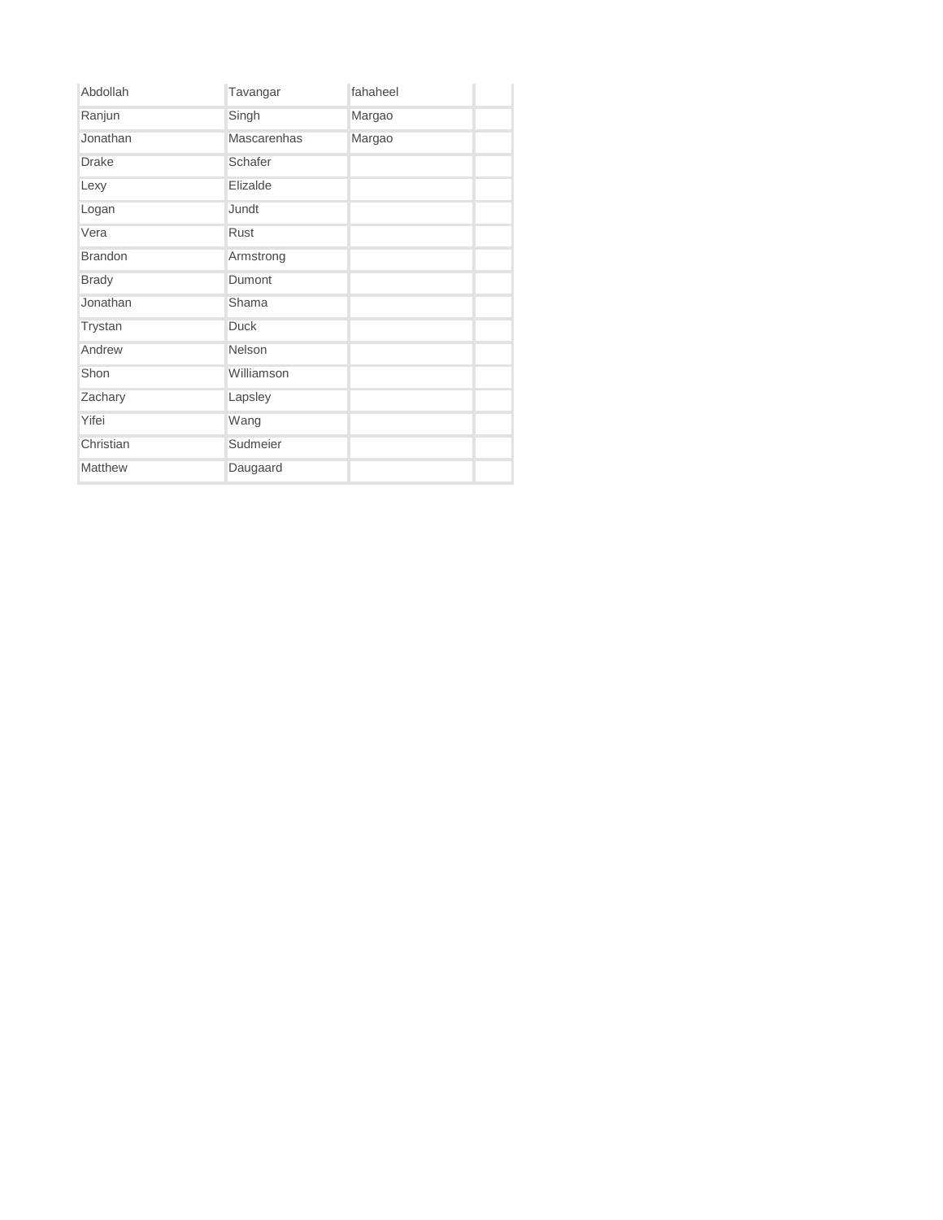| | | | |
|---|---|---|---|
| Abdollah | Tavangar | fahaheel | |
| Ranjun | Singh | Margao | |
| Jonathan | Mascarenhas | Margao | |
| Drake | Schafer | | |
| Lexy | Elizalde | | |
| Logan | Jundt | | |
| Vera | Rust | | |
| Brandon | Armstrong | | |
| Brady | Dumont | | |
| Jonathan | Shama | | |
| Trystan | Duck | | |
| Andrew | Nelson | | |
| Shon | Williamson | | |
| Zachary | Lapsley | | |
| Yifei | Wang | | |
| Christian | Sudmeier | | |
| Matthew | Daugaard | | |